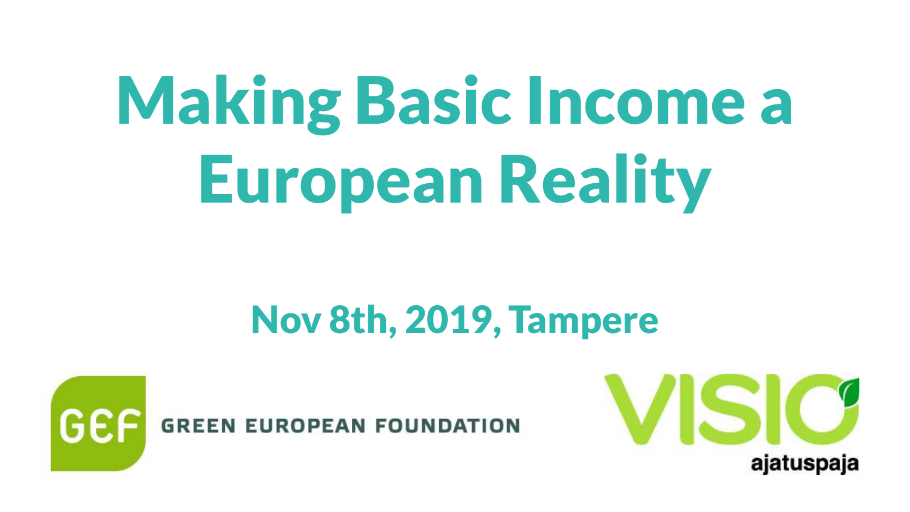# Making Basic Income a European Reality

## Nov 8th, 2019, Tampere

GEF GREEN EUROPEAN FOUNDATION

VISIO ajatuspaja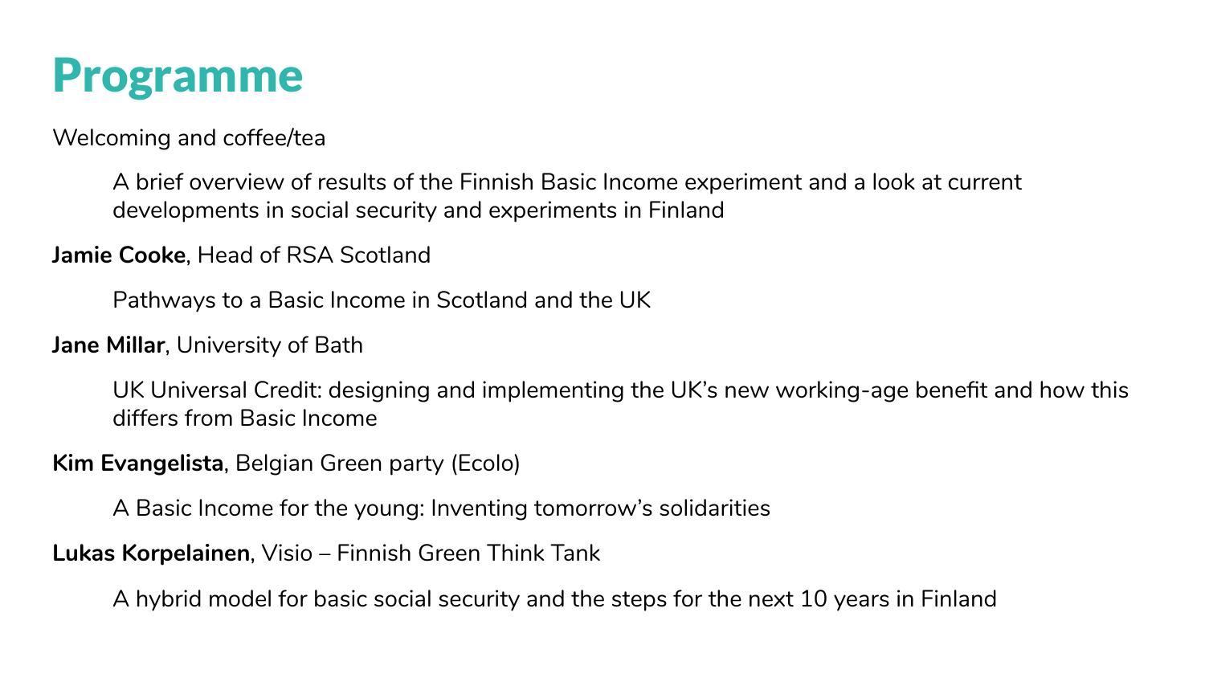# Programme

Welcoming and coffee/tea

A brief overview of results of the Finnish Basic Income experiment and a look at current developments in social security and experiments in Finland

**Jamie Cooke**, Head of RSA Scotland

Pathways to a Basic Income in Scotland and the UK

**Jane Millar**, University of Bath

UK Universal Credit: designing and implementing the UK's new working-age benefit and how this differs from Basic Income

**Kim Evangelista**, Belgian Green party (Ecolo)

A Basic Income for the young: Inventing tomorrow's solidarities

**Lukas Korpelainen**, Visio – Finnish Green Think Tank

A hybrid model for basic social security and the steps for the next 10 years in Finland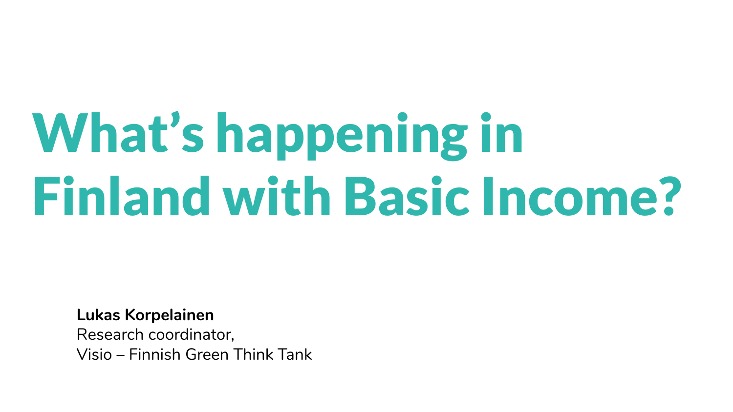# What's happening in Finland with Basic Income?

**Lukas Korpelainen**
Research coordinator,
Visio – Finnish Green Think Tank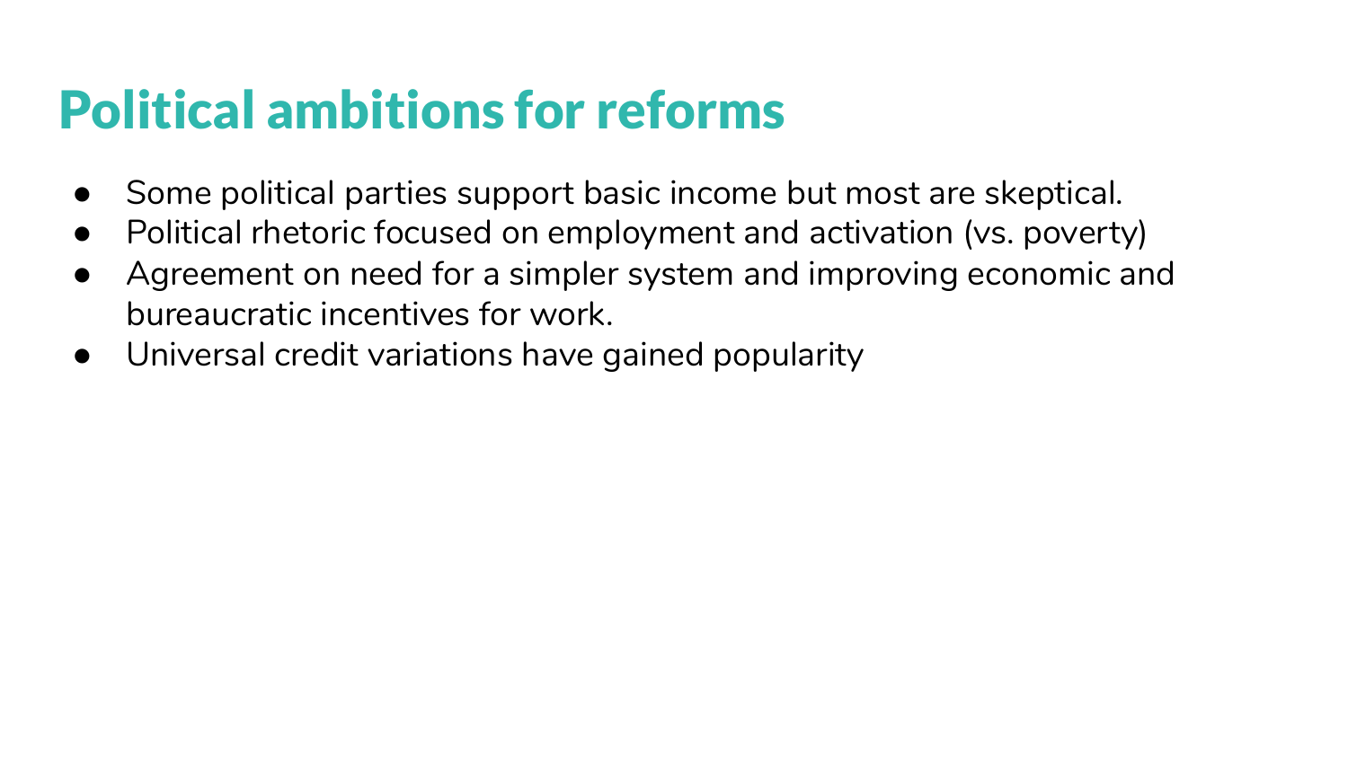# Political ambitions for reforms

- Some political parties support basic income but most are skeptical.
- Political rhetoric focused on employment and activation (vs. poverty)
- Agreement on need for a simpler system and improving economic and bureaucratic incentives for work.
- Universal credit variations have gained popularity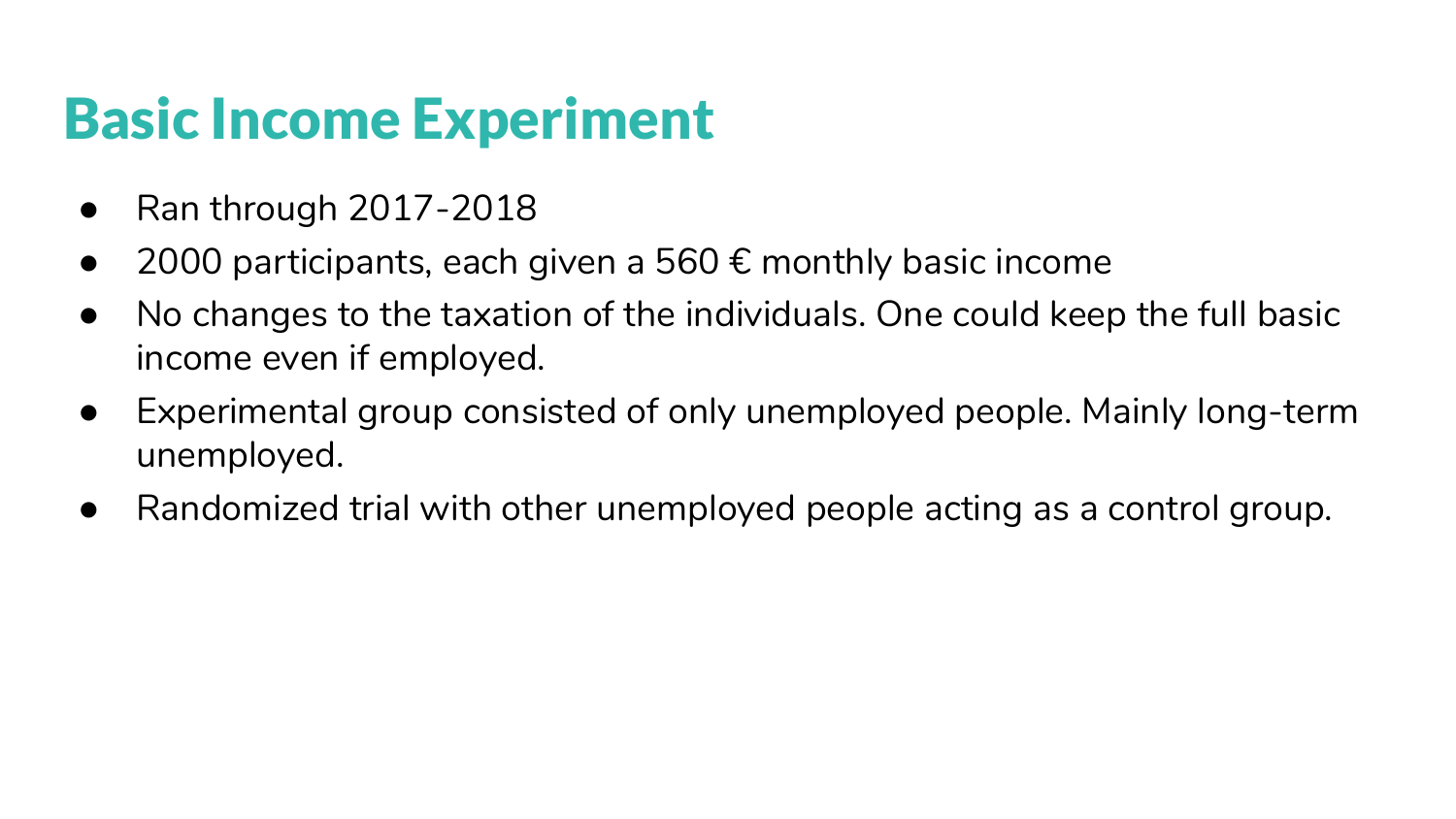# Basic Income Experiment

- Ran through 2017-2018
- 2000 participants, each given a 560 € monthly basic income
- No changes to the taxation of the individuals. One could keep the full basic income even if employed.
- Experimental group consisted of only unemployed people. Mainly long-term unemployed.
- Randomized trial with other unemployed people acting as a control group.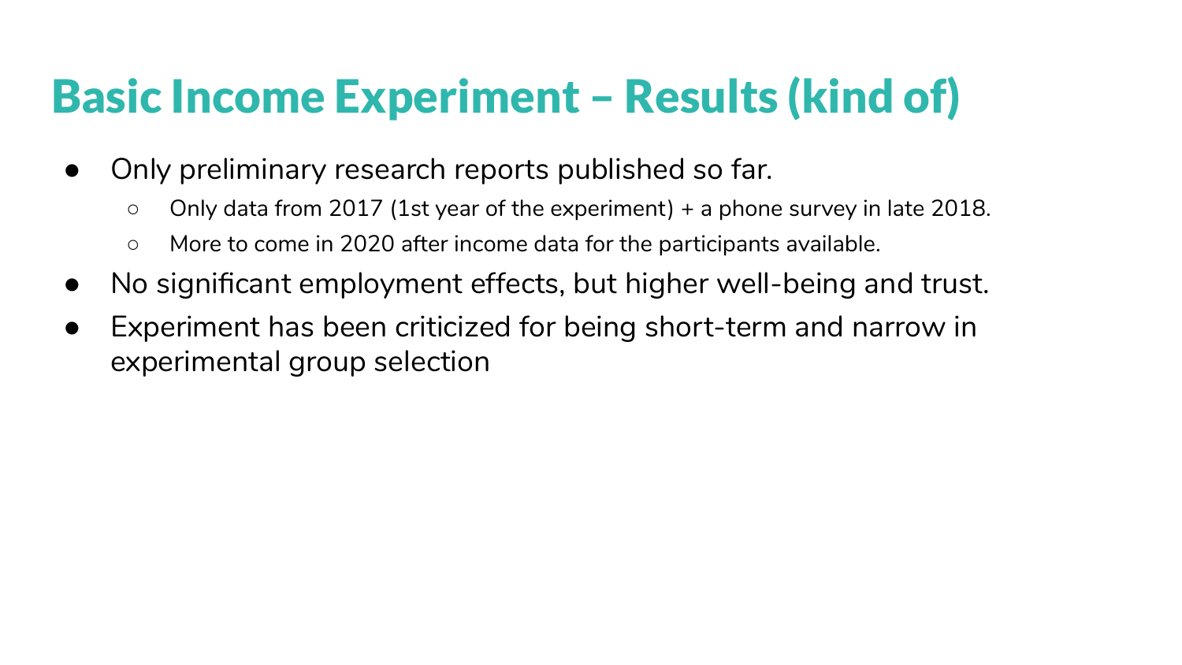# Basic Income Experiment – Results (kind of)

- Only preliminary research reports published so far.
  - Only data from 2017 (1st year of the experiment) + a phone survey in late 2018.
  - More to come in 2020 after income data for the participants available.
- No significant employment effects, but higher well-being and trust.
- Experiment has been criticized for being short-term and narrow in experimental group selection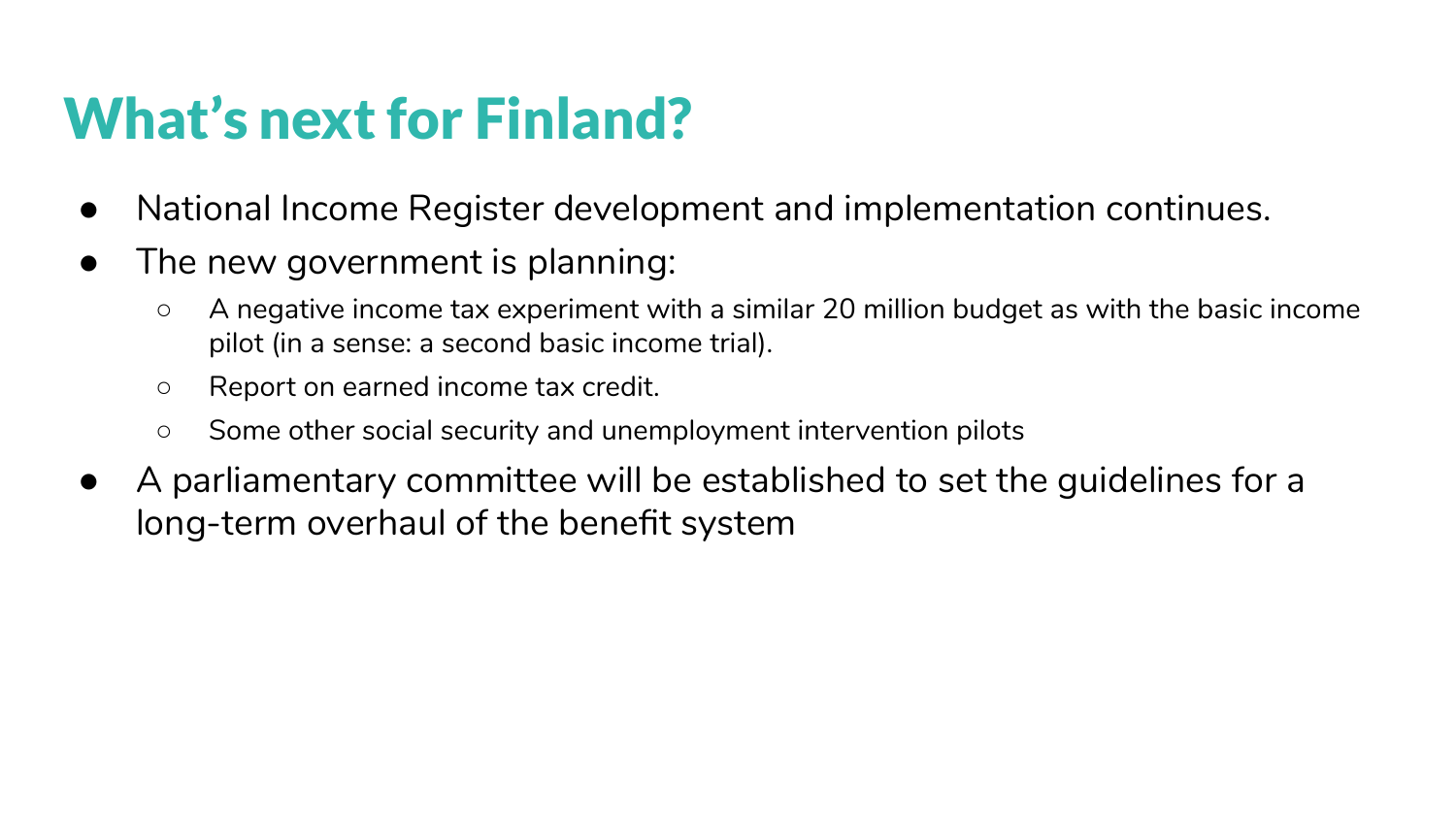# What's next for Finland?

- National Income Register development and implementation continues.
- The new government is planning:
  - A negative income tax experiment with a similar 20 million budget as with the basic income pilot (in a sense: a second basic income trial).
  - Report on earned income tax credit.
  - Some other social security and unemployment intervention pilots
- A parliamentary committee will be established to set the guidelines for a long-term overhaul of the benefit system